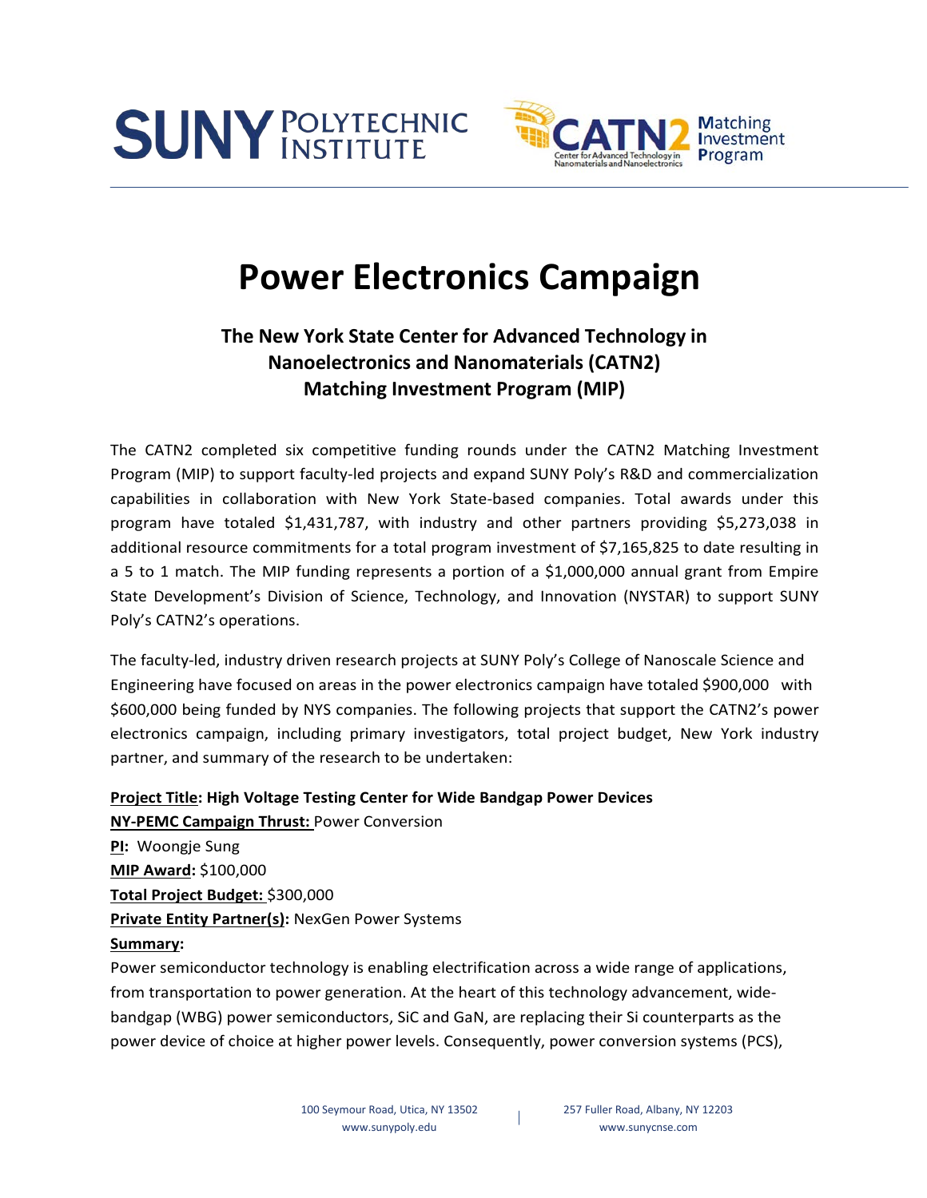# Power Electronics Campaign

## The New York State Center for Advanced Technology in Nanoelectronics and Nanomaterials (CATN2) Matching Investment Program (MIP)

The CATN2 completed six competitive funding rounds under the CATN2 Matching Investment Program (MIP) to support faculty-led projects and expand SUNY Poly's R&D and commercialization capabilities in collaboration with New York State-based companies. Total awards under this program have totaled $1,431,787, with industry and other partners providing $5,273,038 in additional resource commitments for a total program investment of $7,165,825 to date resulting in a 5 to 1 match. The MIP funding represents a portion of a $1,000,000 annual grant from Empire State Development's Division of Science, Technology, and Innovation (NYSTAR) to support SUNY Poly's CATN2's operations.

The faculty-led, industry driven research projects at SUNY Poly's College of Nanoscale Science and Engineering have focused on areas in the power electronics campaign have totaled $900,000 with $600,000 being funded by NYS companies. The following projects that support the CATN2's power electronics campaign, including primary investigators, total project budget, New York industry partner, and summary of the research to be undertaken:

**Project Title: High Voltage Testing Center for Wide Bandgap Power Devices**
**NY-PEMC Campaign Thrust:** Power Conversion
**PI:** Woongje Sung
**MIP Award:** $100,000
**Total Project Budget:** $300,000
**Private Entity Partner(s):** NexGen Power Systems
**Summary:**
Power semiconductor technology is enabling electrification across a wide range of applications, from transportation to power generation. At the heart of this technology advancement, wide-bandgap (WBG) power semiconductors, SiC and GaN, are replacing their Si counterparts as the power device of choice at higher power levels. Consequently, power conversion systems (PCS),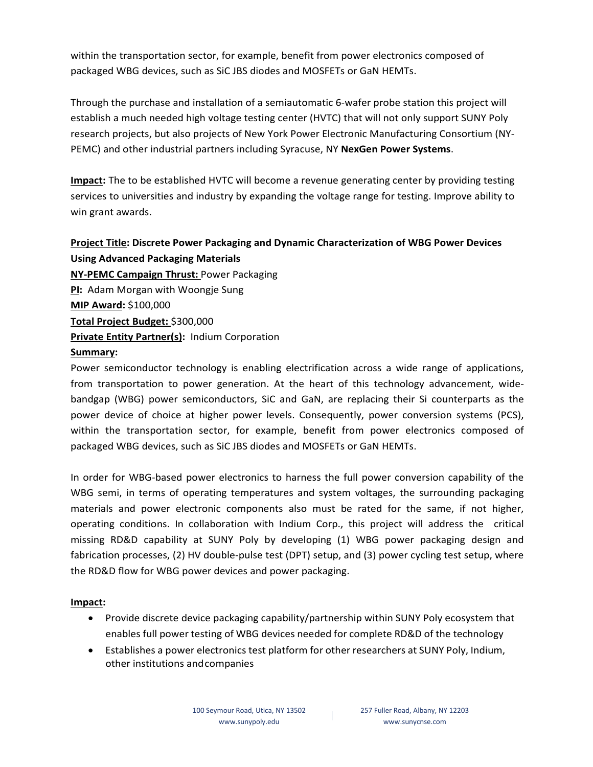within the transportation sector, for example, benefit from power electronics composed of packaged WBG devices, such as SiC JBS diodes and MOSFETs or GaN HEMTs.

Through the purchase and installation of a semiautomatic 6-wafer probe station this project will establish a much needed high voltage testing center (HVTC) that will not only support SUNY Poly research projects, but also projects of New York Power Electronic Manufacturing Consortium (NY-PEMC) and other industrial partners including Syracuse, NY **NexGen Power Systems**.

**Impact:** The to be established HVTC will become a revenue generating center by providing testing services to universities and industry by expanding the voltage range for testing. Improve ability to win grant awards.

**Project Title: Discrete Power Packaging and Dynamic Characterization of WBG Power Devices Using Advanced Packaging Materials**
**NY-PEMC Campaign Thrust:** Power Packaging
**PI:** Adam Morgan with Woongje Sung
**MIP Award:** $100,000
**Total Project Budget:** $300,000
**Private Entity Partner(s):** Indium Corporation
**Summary:**
Power semiconductor technology is enabling electrification across a wide range of applications, from transportation to power generation. At the heart of this technology advancement, wide-bandgap (WBG) power semiconductors, SiC and GaN, are replacing their Si counterparts as the power device of choice at higher power levels. Consequently, power conversion systems (PCS), within the transportation sector, for example, benefit from power electronics composed of packaged WBG devices, such as SiC JBS diodes and MOSFETs or GaN HEMTs.

In order for WBG-based power electronics to harness the full power conversion capability of the WBG semi, in terms of operating temperatures and system voltages, the surrounding packaging materials and power electronic components also must be rated for the same, if not higher, operating conditions. In collaboration with Indium Corp., this project will address the critical missing RD&D capability at SUNY Poly by developing (1) WBG power packaging design and fabrication processes, (2) HV double-pulse test (DPT) setup, and (3) power cycling test setup, where the RD&D flow for WBG power devices and power packaging.

**Impact:**

- Provide discrete device packaging capability/partnership within SUNY Poly ecosystem that enables full power testing of WBG devices needed for complete RD&D of the technology
- Establishes a power electronics test platform for other researchers at SUNY Poly, Indium, other institutions and companies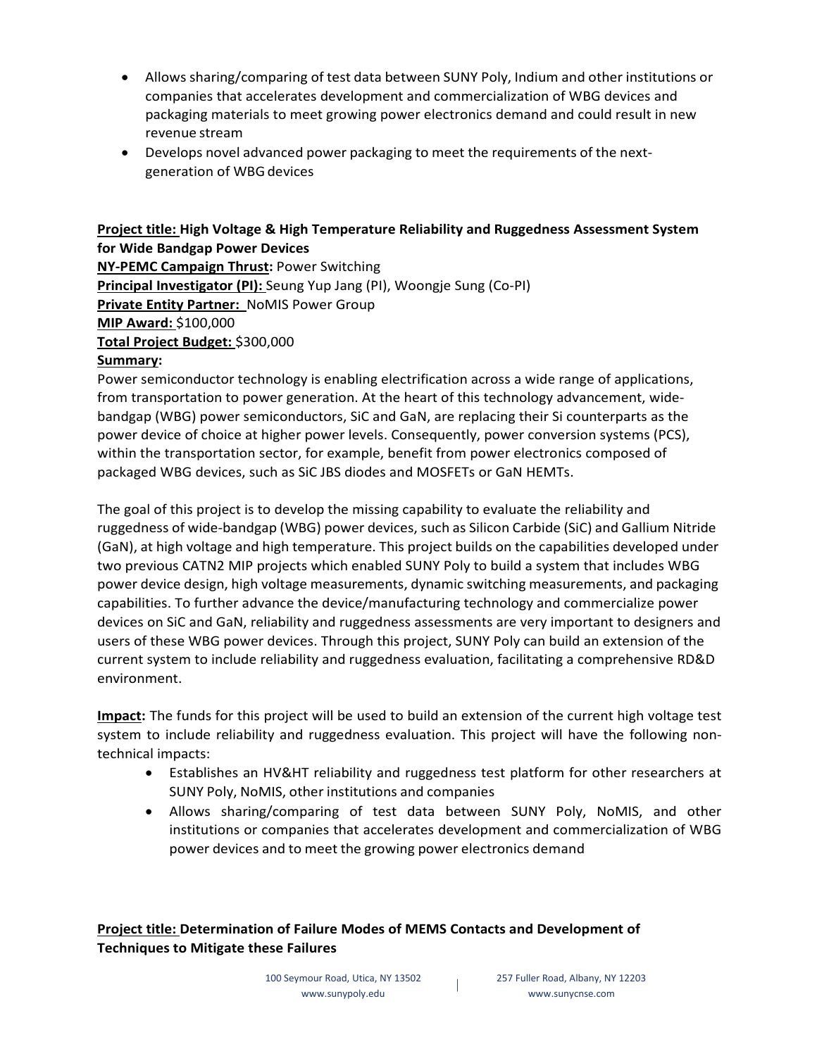- Allows sharing/comparing of test data between SUNY Poly, Indium and other institutions or companies that accelerates development and commercialization of WBG devices and packaging materials to meet growing power electronics demand and could result in new revenue stream
- Develops novel advanced power packaging to meet the requirements of the next-generation of WBG devices

**Project title: High Voltage & High Temperature Reliability and Ruggedness Assessment System for Wide Bandgap Power Devices**

**NY-PEMC Campaign Thrust:** Power Switching

**Principal Investigator (PI):** Seung Yup Jang (PI), Woongje Sung (Co-PI)

**Private Entity Partner:** NoMIS Power Group

**MIP Award:** $100,000

**Total Project Budget:** $300,000

**Summary:**

Power semiconductor technology is enabling electrification across a wide range of applications, from transportation to power generation. At the heart of this technology advancement, wide-bandgap (WBG) power semiconductors, SiC and GaN, are replacing their Si counterparts as the power device of choice at higher power levels. Consequently, power conversion systems (PCS), within the transportation sector, for example, benefit from power electronics composed of packaged WBG devices, such as SiC JBS diodes and MOSFETs or GaN HEMTs.

The goal of this project is to develop the missing capability to evaluate the reliability and ruggedness of wide-bandgap (WBG) power devices, such as Silicon Carbide (SiC) and Gallium Nitride (GaN), at high voltage and high temperature. This project builds on the capabilities developed under two previous CATN2 MIP projects which enabled SUNY Poly to build a system that includes WBG power device design, high voltage measurements, dynamic switching measurements, and packaging capabilities. To further advance the device/manufacturing technology and commercialize power devices on SiC and GaN, reliability and ruggedness assessments are very important to designers and users of these WBG power devices. Through this project, SUNY Poly can build an extension of the current system to include reliability and ruggedness evaluation, facilitating a comprehensive RD&D environment.

**Impact:** The funds for this project will be used to build an extension of the current high voltage test system to include reliability and ruggedness evaluation. This project will have the following non-technical impacts:

- Establishes an HV&HT reliability and ruggedness test platform for other researchers at SUNY Poly, NoMIS, other institutions and companies
- Allows sharing/comparing of test data between SUNY Poly, NoMIS, and other institutions or companies that accelerates development and commercialization of WBG power devices and to meet the growing power electronics demand

**Project title: Determination of Failure Modes of MEMS Contacts and Development of Techniques to Mitigate these Failures**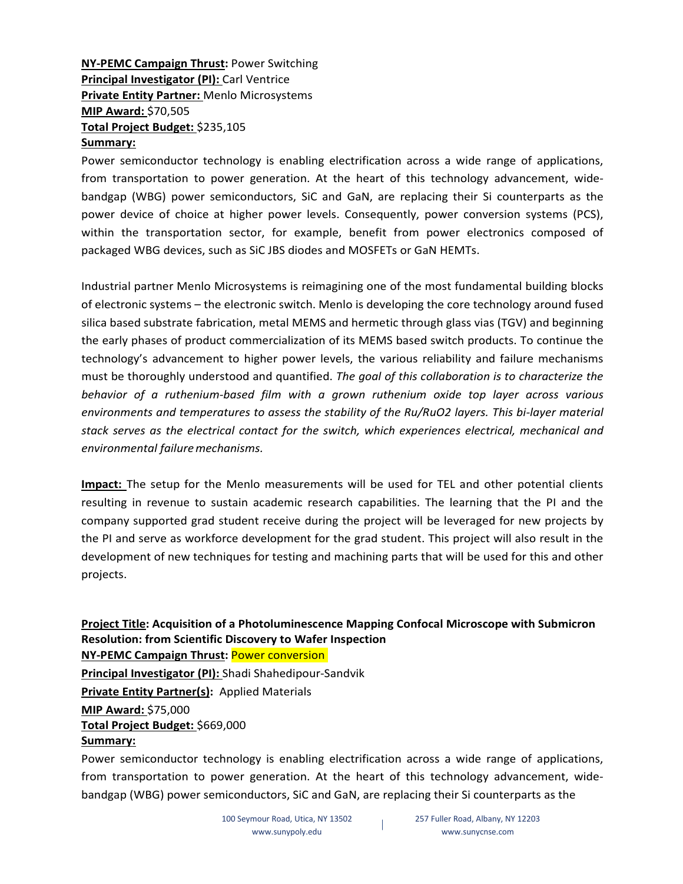**NY-PEMC Campaign Thrust:** Power Switching
**Principal Investigator (PI):** Carl Ventrice
**Private Entity Partner:** Menlo Microsystems
**MIP Award:** $70,505
**Total Project Budget:** $235,105
**Summary:**

Power semiconductor technology is enabling electrification across a wide range of applications, from transportation to power generation. At the heart of this technology advancement, wide-bandgap (WBG) power semiconductors, SiC and GaN, are replacing their Si counterparts as the power device of choice at higher power levels. Consequently, power conversion systems (PCS), within the transportation sector, for example, benefit from power electronics composed of packaged WBG devices, such as SiC JBS diodes and MOSFETs or GaN HEMTs.

Industrial partner Menlo Microsystems is reimagining one of the most fundamental building blocks of electronic systems – the electronic switch. Menlo is developing the core technology around fused silica based substrate fabrication, metal MEMS and hermetic through glass vias (TGV) and beginning the early phases of product commercialization of its MEMS based switch products. To continue the technology's advancement to higher power levels, the various reliability and failure mechanisms must be thoroughly understood and quantified. *The goal of this collaboration is to characterize the behavior of a ruthenium-based film with a grown ruthenium oxide top layer across various environments and temperatures to assess the stability of the Ru/$RuO_2$ layers. This bi-layer material stack serves as the electrical contact for the switch, which experiences electrical, mechanical and environmental failure mechanisms.*

**Impact:** The setup for the Menlo measurements will be used for TEL and other potential clients resulting in revenue to sustain academic research capabilities. The learning that the PI and the company supported grad student receive during the project will be leveraged for new projects by the PI and serve as workforce development for the grad student. This project will also result in the development of new techniques for testing and machining parts that will be used for this and other projects.

**Project Title: Acquisition of a Photoluminescence Mapping Confocal Microscope with Submicron Resolution: from Scientific Discovery to Wafer Inspection**
**NY-PEMC Campaign Thrust:** Power conversion
**Principal Investigator (PI):** Shadi Shahedipour-Sandvik
**Private Entity Partner(s):** Applied Materials
**MIP Award:** $75,000
**Total Project Budget:** $669,000
**Summary:**

Power semiconductor technology is enabling electrification across a wide range of applications, from transportation to power generation. At the heart of this technology advancement, wide-bandgap (WBG) power semiconductors, SiC and GaN, are replacing their Si counterparts as the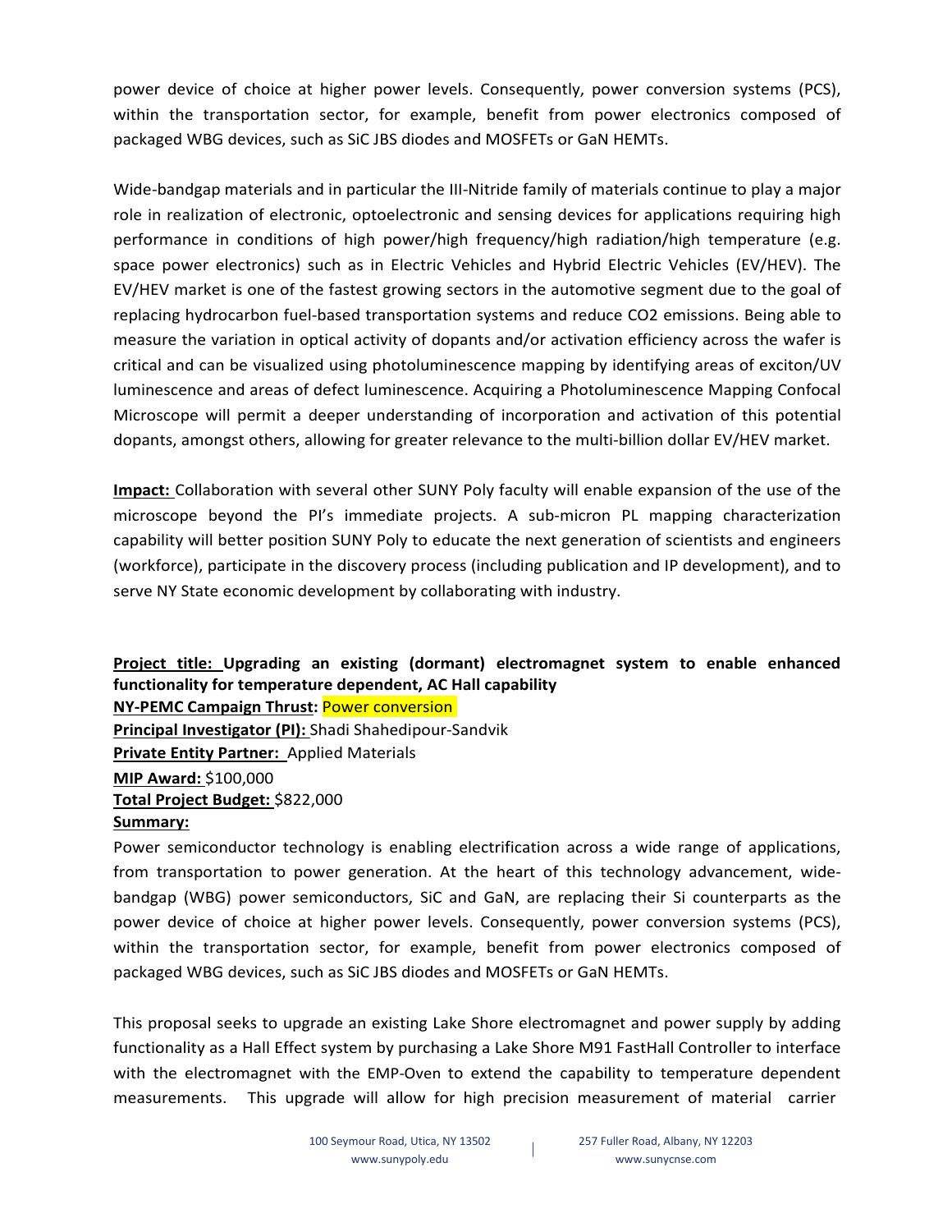power device of choice at higher power levels. Consequently, power conversion systems (PCS), within the transportation sector, for example, benefit from power electronics composed of packaged WBG devices, such as SiC JBS diodes and MOSFETs or GaN HEMTs.

Wide-bandgap materials and in particular the III-Nitride family of materials continue to play a major role in realization of electronic, optoelectronic and sensing devices for applications requiring high performance in conditions of high power/high frequency/high radiation/high temperature (e.g. space power electronics) such as in Electric Vehicles and Hybrid Electric Vehicles (EV/HEV). The EV/HEV market is one of the fastest growing sectors in the automotive segment due to the goal of replacing hydrocarbon fuel-based transportation systems and reduce CO2 emissions. Being able to measure the variation in optical activity of dopants and/or activation efficiency across the wafer is critical and can be visualized using photoluminescence mapping by identifying areas of exciton/UV luminescence and areas of defect luminescence. Acquiring a Photoluminescence Mapping Confocal Microscope will permit a deeper understanding of incorporation and activation of this potential dopants, amongst others, allowing for greater relevance to the multi-billion dollar EV/HEV market.

**Impact:** Collaboration with several other SUNY Poly faculty will enable expansion of the use of the microscope beyond the PI's immediate projects. A sub-micron PL mapping characterization capability will better position SUNY Poly to educate the next generation of scientists and engineers (workforce), participate in the discovery process (including publication and IP development), and to serve NY State economic development by collaborating with industry.

**Project title: Upgrading an existing (dormant) electromagnet system to enable enhanced functionality for temperature dependent, AC Hall capability**
**NY-PEMC Campaign Thrust:** Power conversion
**Principal Investigator (PI):** Shadi Shahedipour-Sandvik
**Private Entity Partner:** Applied Materials
**MIP Award:** $100,000
**Total Project Budget:** $822,000
**Summary:**

Power semiconductor technology is enabling electrification across a wide range of applications, from transportation to power generation. At the heart of this technology advancement, wide-bandgap (WBG) power semiconductors, SiC and GaN, are replacing their Si counterparts as the power device of choice at higher power levels. Consequently, power conversion systems (PCS), within the transportation sector, for example, benefit from power electronics composed of packaged WBG devices, such as SiC JBS diodes and MOSFETs or GaN HEMTs.

This proposal seeks to upgrade an existing Lake Shore electromagnet and power supply by adding functionality as a Hall Effect system by purchasing a Lake Shore M91 FastHall Controller to interface with the electromagnet with the EMP-Oven to extend the capability to temperature dependent measurements. This upgrade will allow for high precision measurement of material carrier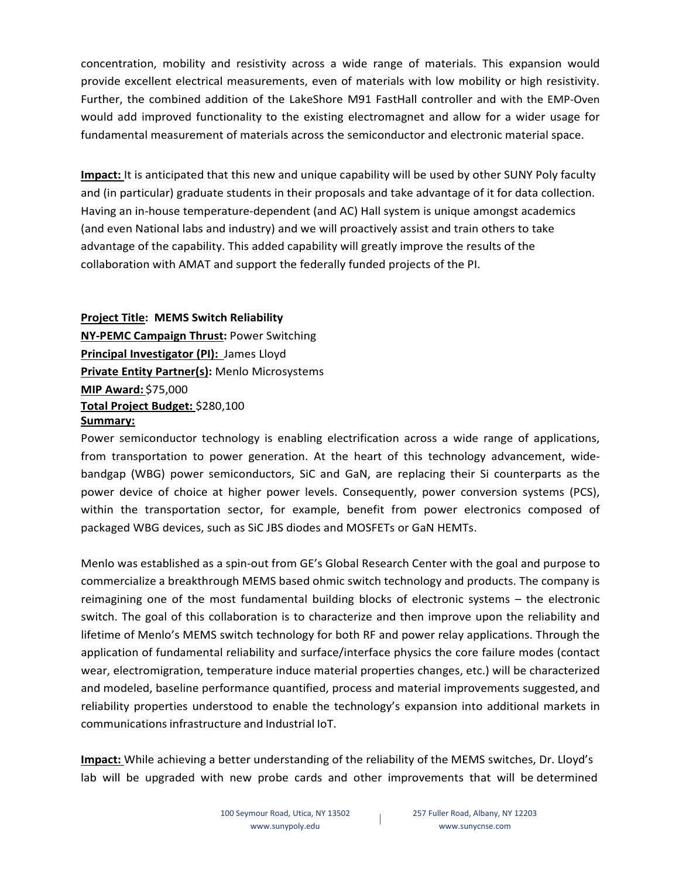concentration, mobility and resistivity across a wide range of materials. This expansion would provide excellent electrical measurements, even of materials with low mobility or high resistivity. Further, the combined addition of the LakeShore M91 FastHall controller and with the EMP-Oven would add improved functionality to the existing electromagnet and allow for a wider usage for fundamental measurement of materials across the semiconductor and electronic material space.

**Impact:** It is anticipated that this new and unique capability will be used by other SUNY Poly faculty and (in particular) graduate students in their proposals and take advantage of it for data collection. Having an in-house temperature-dependent (and AC) Hall system is unique amongst academics (and even National labs and industry) and we will proactively assist and train others to take advantage of the capability. This added capability will greatly improve the results of the collaboration with AMAT and support the federally funded projects of the PI.

**Project Title: MEMS Switch Reliability**
**NY-PEMC Campaign Thrust:** Power Switching
**Principal Investigator (PI):** James Lloyd
**Private Entity Partner(s):** Menlo Microsystems
**MIP Award:** $75,000
**Total Project Budget:** $280,100
**Summary:**

Power semiconductor technology is enabling electrification across a wide range of applications, from transportation to power generation. At the heart of this technology advancement, wide-bandgap (WBG) power semiconductors, SiC and GaN, are replacing their Si counterparts as the power device of choice at higher power levels. Consequently, power conversion systems (PCS), within the transportation sector, for example, benefit from power electronics composed of packaged WBG devices, such as SiC JBS diodes and MOSFETs or GaN HEMTs.

Menlo was established as a spin-out from GE's Global Research Center with the goal and purpose to commercialize a breakthrough MEMS based ohmic switch technology and products. The company is reimagining one of the most fundamental building blocks of electronic systems – the electronic switch. The goal of this collaboration is to characterize and then improve upon the reliability and lifetime of Menlo's MEMS switch technology for both RF and power relay applications. Through the application of fundamental reliability and surface/interface physics the core failure modes (contact wear, electromigration, temperature induce material properties changes, etc.) will be characterized and modeled, baseline performance quantified, process and material improvements suggested, and reliability properties understood to enable the technology's expansion into additional markets in communications infrastructure and Industrial IoT.

**Impact:** While achieving a better understanding of the reliability of the MEMS switches, Dr. Lloyd's lab will be upgraded with new probe cards and other improvements that will be determined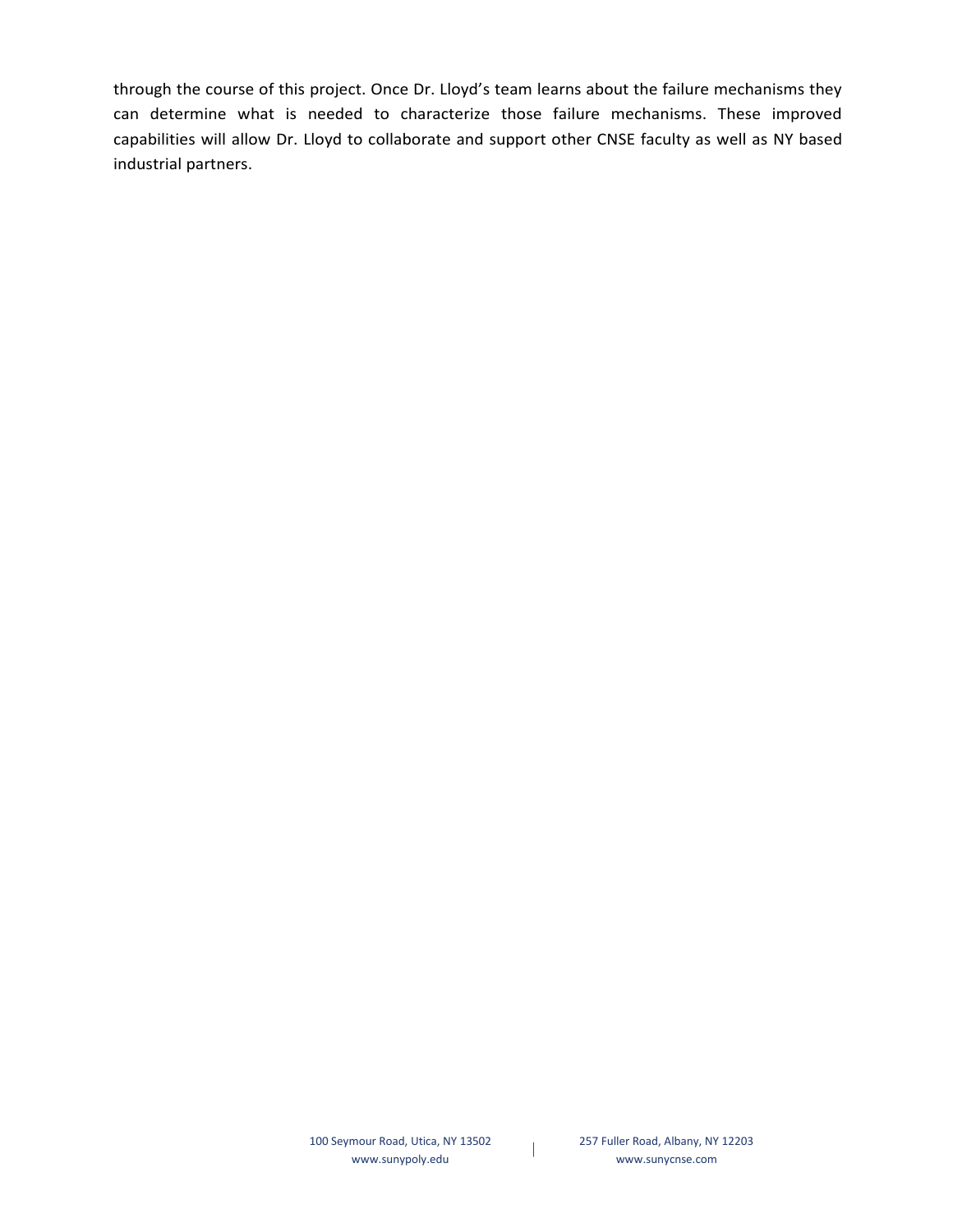through the course of this project. Once Dr. Lloyd's team learns about the failure mechanisms they can determine what is needed to characterize those failure mechanisms. These improved capabilities will allow Dr. Lloyd to collaborate and support other CNSE faculty as well as NY based industrial partners.